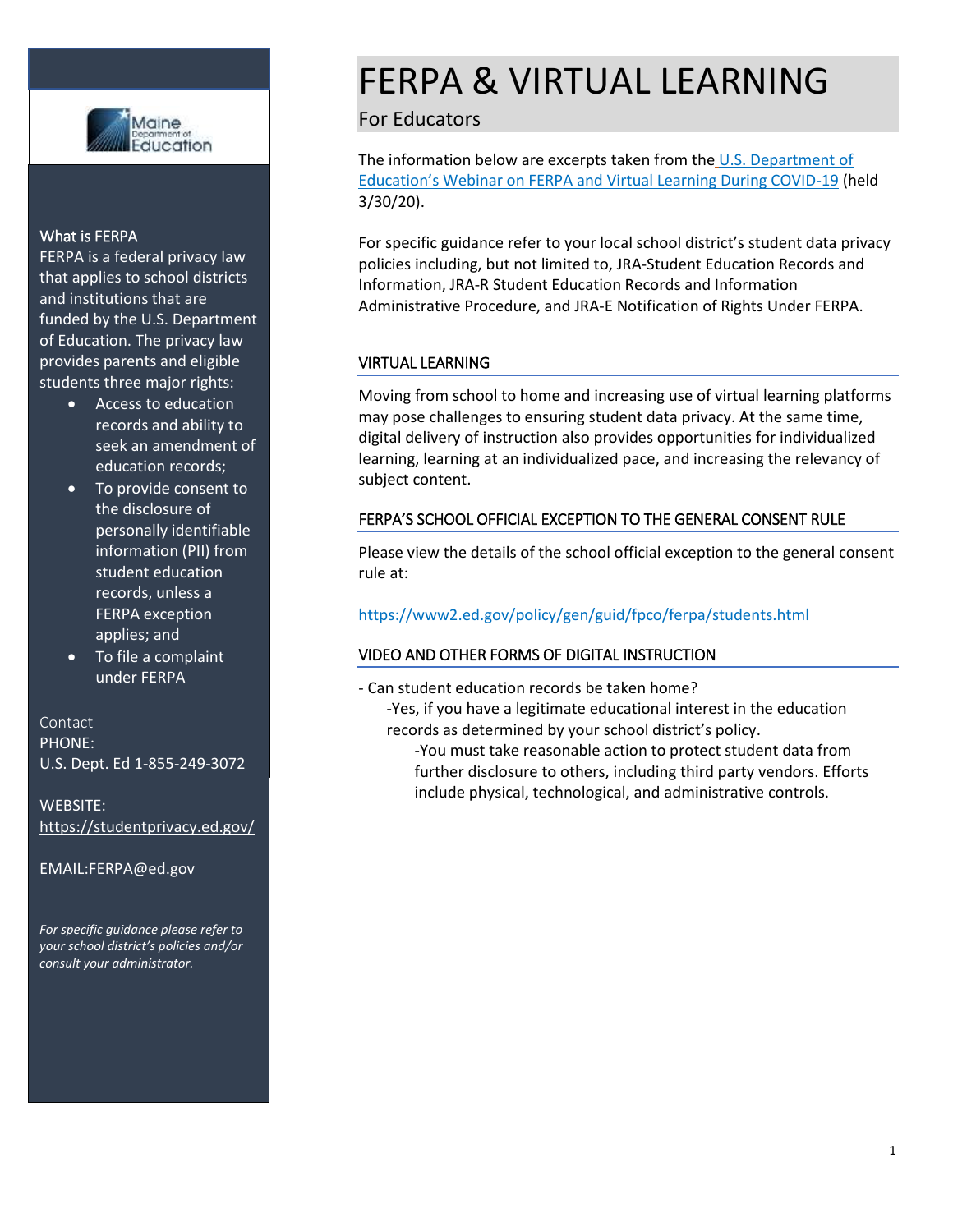# FERPA & VIRTUAL LEARNING

For Educators

The information below are excerpts taken from the [U.S. Department of Education's Webinar on FERPA and Virtual Learning During COVID-19](#) (held 3/30/20).

For specific guidance refer to your local school district's student data privacy policies including, but not limited to, JRA-Student Education Records and Information, JRA-R Student Education Records and Information Administrative Procedure, and JRA-E Notification of Rights Under FERPA.

## VIRTUAL LEARNING

Moving from school to home and increasing use of virtual learning platforms may pose challenges to ensuring student data privacy. At the same time, digital delivery of instruction also provides opportunities for individualized learning, learning at an individualized pace, and increasing the relevancy of subject content.

## FERPA'S SCHOOL OFFICIAL EXCEPTION TO THE GENERAL CONSENT RULE

Please view the details of the school official exception to the general consent rule at:

https://www2.ed.gov/policy/gen/guid/fpco/ferpa/students.html

## VIDEO AND OTHER FORMS OF DIGITAL INSTRUCTION

- Can student education records be taken home?
    - Yes, if you have a legitimate educational interest in the education records as determined by your school district's policy.
        - You must take reasonable action to protect student data from further disclosure to others, including third party vendors. Efforts include physical, technological, and administrative controls.

### What is FERPA

FERPA is a federal privacy law that applies to school districts and institutions that are funded by the U.S. Department of Education. The privacy law provides parents and eligible students three major rights:

- Access to education records and ability to seek an amendment of education records;
- To provide consent to the disclosure of personally identifiable information (PII) from student education records, unless a FERPA exception applies; and
- To file a complaint under FERPA

Contact

PHONE:
U.S. Dept. Ed 1-855-249-3072

WEBSITE:
https://studentprivacy.ed.gov/

EMAIL:FERPA@ed.gov

*For specific guidance please refer to your school district's policies and/or consult your administrator.*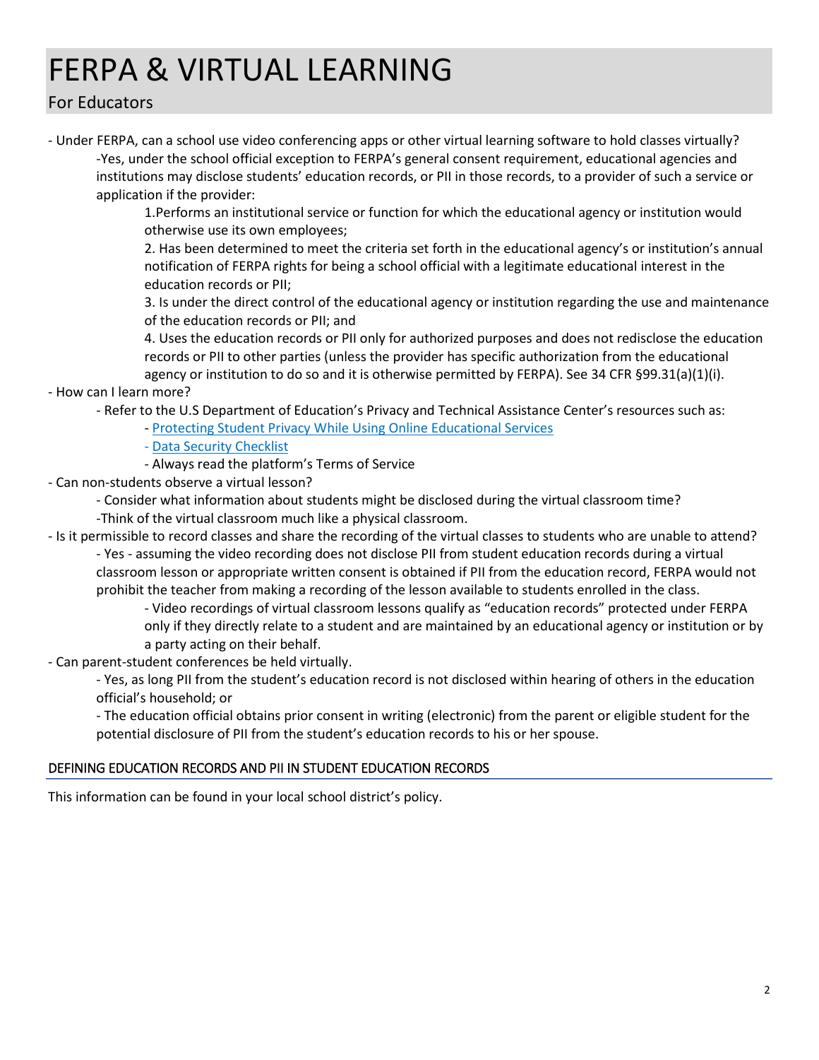# FERPA & VIRTUAL LEARNING

## For Educators

- Under FERPA, can a school use video conferencing apps or other virtual learning software to hold classes virtually?
  - Yes, under the school official exception to FERPA's general consent requirement, educational agencies and institutions may disclose students' education records, or PII in those records, to a provider of such a service or application if the provider:
    1. Performs an institutional service or function for which the educational agency or institution would otherwise use its own employees;
    2. Has been determined to meet the criteria set forth in the educational agency's or institution's annual notification of FERPA rights for being a school official with a legitimate educational interest in the education records or PII;
    3. Is under the direct control of the educational agency or institution regarding the use and maintenance of the education records or PII; and
    4. Uses the education records or PII only for authorized purposes and does not redisclose the education records or PII to other parties (unless the provider has specific authorization from the educational agency or institution to do so and it is otherwise permitted by FERPA). See 34 CFR §99.31(a)(1)(i).
- How can I learn more?
  - Refer to the U.S Department of Education's Privacy and Technical Assistance Center's resources such as:
    - Protecting Student Privacy While Using Online Educational Services
    - Data Security Checklist
    - Always read the platform's Terms of Service
- Can non-students observe a virtual lesson?
  - Consider what information about students might be disclosed during the virtual classroom time?
  - Think of the virtual classroom much like a physical classroom.
- Is it permissible to record classes and share the recording of the virtual classes to students who are unable to attend?
  - Yes - assuming the video recording does not disclose PII from student education records during a virtual classroom lesson or appropriate written consent is obtained if PII from the education record, FERPA would not prohibit the teacher from making a recording of the lesson available to students enrolled in the class.
    - Video recordings of virtual classroom lessons qualify as "education records" protected under FERPA only if they directly relate to a student and are maintained by an educational agency or institution or by a party acting on their behalf.
- Can parent-student conferences be held virtually.
  - Yes, as long PII from the student's education record is not disclosed within hearing of others in the education official's household; or
  - The education official obtains prior consent in writing (electronic) from the parent or eligible student for the potential disclosure of PII from the student's education records to his or her spouse.

### DEFINING EDUCATION RECORDS AND PII IN STUDENT EDUCATION RECORDS

This information can be found in your local school district's policy.